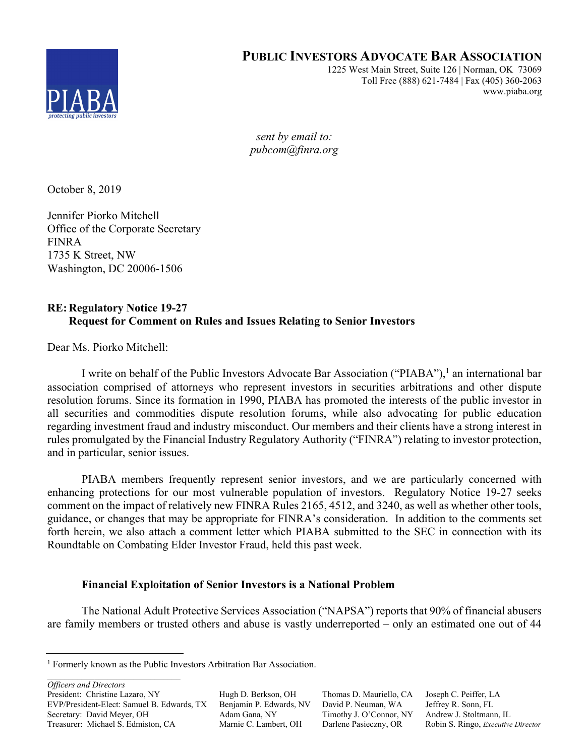**PUBLIC INVESTORS ADVOCATE BAR ASSOCIATION**
1225 West Main Street, Suite 126 | Norman, OK 73069
Toll Free (888) 621-7484 | Fax (405) 360-2063
www.piaba.org

*sent by email to:*
*pubcom@finra.org*

October 8, 2019

Jennifer Piorko Mitchell
Office of the Corporate Secretary
FINRA
1735 K Street, NW
Washington, DC 20006-1506

**RE: Regulatory Notice 19-27**
**Request for Comment on Rules and Issues Relating to Senior Investors**

Dear Ms. Piorko Mitchell:

I write on behalf of the Public Investors Advocate Bar Association ("PIABA"),[1] an international bar association comprised of attorneys who represent investors in securities arbitrations and other dispute resolution forums. Since its formation in 1990, PIABA has promoted the interests of the public investor in all securities and commodities dispute resolution forums, while also advocating for public education regarding investment fraud and industry misconduct. Our members and their clients have a strong interest in rules promulgated by the Financial Industry Regulatory Authority ("FINRA") relating to investor protection, and in particular, senior issues.

PIABA members frequently represent senior investors, and we are particularly concerned with enhancing protections for our most vulnerable population of investors. Regulatory Notice 19-27 seeks comment on the impact of relatively new FINRA Rules 2165, 4512, and 3240, as well as whether other tools, guidance, or changes that may be appropriate for FINRA's consideration. In addition to the comments set forth herein, we also attach a comment letter which PIABA submitted to the SEC in connection with its Roundtable on Combating Elder Investor Fraud, held this past week.

**Financial Exploitation of Senior Investors is a National Problem**

The National Adult Protective Services Association ("NAPSA") reports that 90% of financial abusers are family members or trusted others and abuse is vastly underreported – only an estimated one out of 44

[1] Formerly known as the Public Investors Arbitration Bar Association.

*Officers and Directors*
President: Christine Lazaro, NY
EVP/President-Elect: Samuel B. Edwards, TX
Secretary: David Meyer, OH
Treasurer: Michael S. Edmiston, CA
Hugh D. Berkson, OH
Benjamin P. Edwards, NV
Adam Gana, NY
Marnie C. Lambert, OH
Thomas D. Mauriello, CA
David P. Neuman, WA
Timothy J. O'Connor, NY
Darlene Pasieczny, OR
Joseph C. Peiffer, LA
Jeffrey R. Sonn, FL
Andrew J. Stoltmann, IL
Robin S. Ringo, *Executive Director*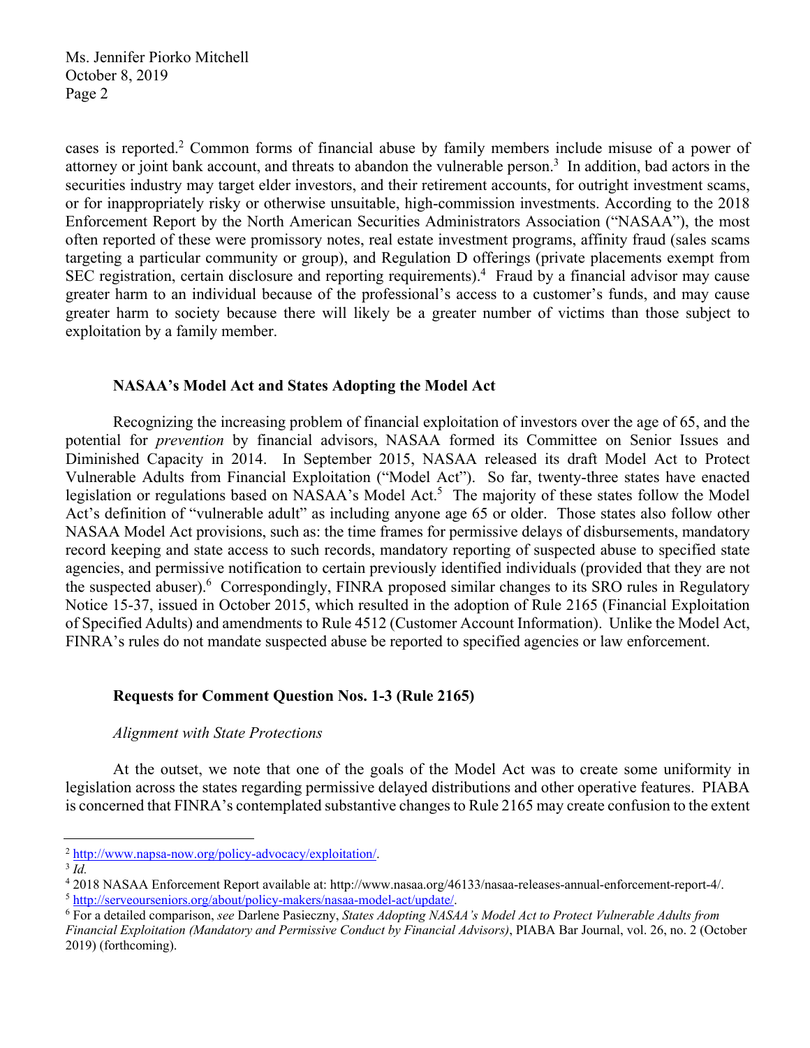cases is reported.[2] Common forms of financial abuse by family members include misuse of a power of attorney or joint bank account, and threats to abandon the vulnerable person.[3] In addition, bad actors in the securities industry may target elder investors, and their retirement accounts, for outright investment scams, or for inappropriately risky or otherwise unsuitable, high-commission investments. According to the 2018 Enforcement Report by the North American Securities Administrators Association ("NASAA"), the most often reported of these were promissory notes, real estate investment programs, affinity fraud (sales scams targeting a particular community or group), and Regulation D offerings (private placements exempt from SEC registration, certain disclosure and reporting requirements).[4] Fraud by a financial advisor may cause greater harm to an individual because of the professional's access to a customer's funds, and may cause greater harm to society because there will likely be a greater number of victims than those subject to exploitation by a family member.

**NASAA's Model Act and States Adopting the Model Act**

Recognizing the increasing problem of financial exploitation of investors over the age of 65, and the potential for *prevention* by financial advisors, NASAA formed its Committee on Senior Issues and Diminished Capacity in 2014. In September 2015, NASAA released its draft Model Act to Protect Vulnerable Adults from Financial Exploitation ("Model Act"). So far, twenty-three states have enacted legislation or regulations based on NASAA's Model Act.[5] The majority of these states follow the Model Act's definition of "vulnerable adult" as including anyone age 65 or older. Those states also follow other NASAA Model Act provisions, such as: the time frames for permissive delays of disbursements, mandatory record keeping and state access to such records, mandatory reporting of suspected abuse to specified state agencies, and permissive notification to certain previously identified individuals (provided that they are not the suspected abuser).[6] Correspondingly, FINRA proposed similar changes to its SRO rules in Regulatory Notice 15-37, issued in October 2015, which resulted in the adoption of Rule 2165 (Financial Exploitation of Specified Adults) and amendments to Rule 4512 (Customer Account Information). Unlike the Model Act, FINRA's rules do not mandate suspected abuse be reported to specified agencies or law enforcement.

**Requests for Comment Question Nos. 1-3 (Rule 2165)**

*Alignment with State Protections*

At the outset, we note that one of the goals of the Model Act was to create some uniformity in legislation across the states regarding permissive delayed distributions and other operative features. PIABA is concerned that FINRA's contemplated substantive changes to Rule 2165 may create confusion to the extent

---

[2] http://www.napsa-now.org/policy-advocacy/exploitation/.

[3] *Id.*

[4] 2018 NASAA Enforcement Report available at: http://www.nasaa.org/46133/nasaa-releases-annual-enforcement-report-4/.

[5] http://serveourseniors.org/about/policy-makers/nasaa-model-act/update/.

[6] For a detailed comparison, *see* Darlene Pasieczny, *States Adopting NASAA's Model Act to Protect Vulnerable Adults from Financial Exploitation (Mandatory and Permissive Conduct by Financial Advisors)*, PIABA Bar Journal, vol. 26, no. 2 (October 2019) (forthcoming).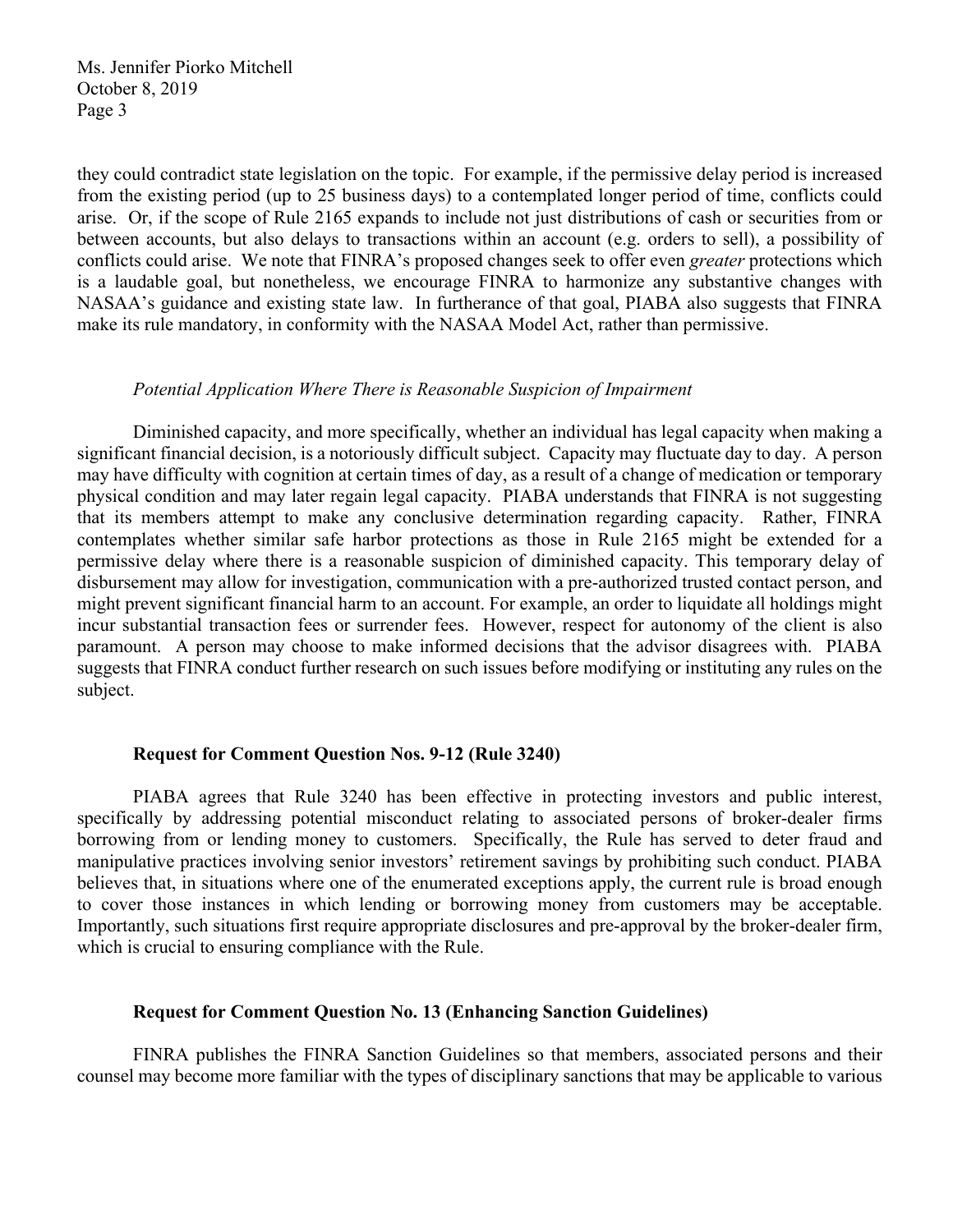they could contradict state legislation on the topic. For example, if the permissive delay period is increased from the existing period (up to 25 business days) to a contemplated longer period of time, conflicts could arise. Or, if the scope of Rule 2165 expands to include not just distributions of cash or securities from or between accounts, but also delays to transactions within an account (e.g. orders to sell), a possibility of conflicts could arise. We note that FINRA's proposed changes seek to offer even *greater* protections which is a laudable goal, but nonetheless, we encourage FINRA to harmonize any substantive changes with NASAA's guidance and existing state law. In furtherance of that goal, PIABA also suggests that FINRA make its rule mandatory, in conformity with the NASAA Model Act, rather than permissive.

*Potential Application Where There is Reasonable Suspicion of Impairment*

Diminished capacity, and more specifically, whether an individual has legal capacity when making a significant financial decision, is a notoriously difficult subject. Capacity may fluctuate day to day. A person may have difficulty with cognition at certain times of day, as a result of a change of medication or temporary physical condition and may later regain legal capacity. PIABA understands that FINRA is not suggesting that its members attempt to make any conclusive determination regarding capacity. Rather, FINRA contemplates whether similar safe harbor protections as those in Rule 2165 might be extended for a permissive delay where there is a reasonable suspicion of diminished capacity. This temporary delay of disbursement may allow for investigation, communication with a pre-authorized trusted contact person, and might prevent significant financial harm to an account. For example, an order to liquidate all holdings might incur substantial transaction fees or surrender fees. However, respect for autonomy of the client is also paramount. A person may choose to make informed decisions that the advisor disagrees with. PIABA suggests that FINRA conduct further research on such issues before modifying or instituting any rules on the subject.

**Request for Comment Question Nos. 9-12 (Rule 3240)**

PIABA agrees that Rule 3240 has been effective in protecting investors and public interest, specifically by addressing potential misconduct relating to associated persons of broker-dealer firms borrowing from or lending money to customers. Specifically, the Rule has served to deter fraud and manipulative practices involving senior investors' retirement savings by prohibiting such conduct. PIABA believes that, in situations where one of the enumerated exceptions apply, the current rule is broad enough to cover those instances in which lending or borrowing money from customers may be acceptable. Importantly, such situations first require appropriate disclosures and pre-approval by the broker-dealer firm, which is crucial to ensuring compliance with the Rule.

**Request for Comment Question No. 13 (Enhancing Sanction Guidelines)**

FINRA publishes the FINRA Sanction Guidelines so that members, associated persons and their counsel may become more familiar with the types of disciplinary sanctions that may be applicable to various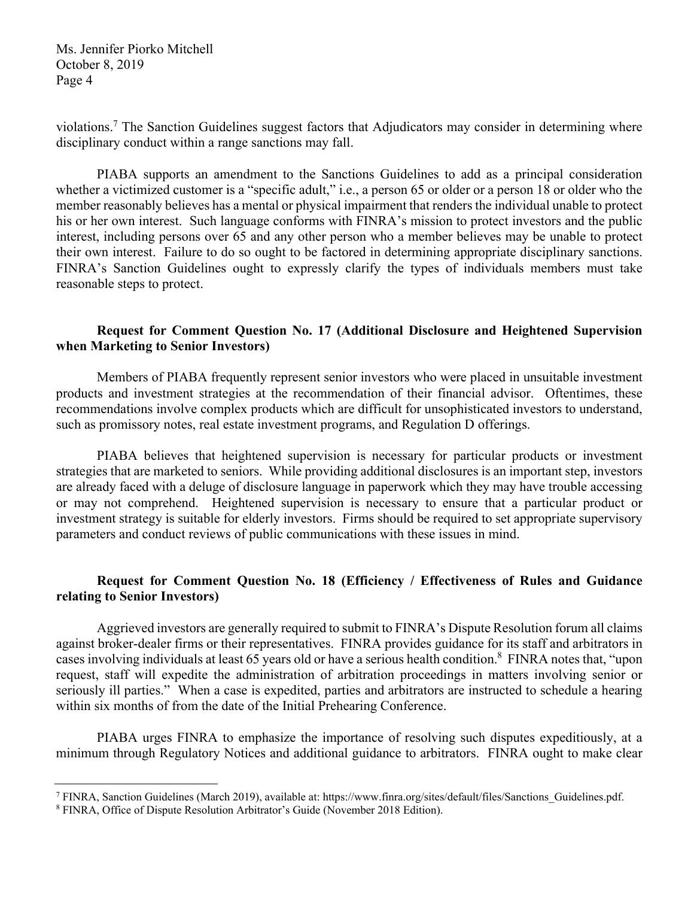violations.[7] The Sanction Guidelines suggest factors that Adjudicators may consider in determining where disciplinary conduct within a range sanctions may fall.

PIABA supports an amendment to the Sanctions Guidelines to add as a principal consideration whether a victimized customer is a "specific adult," i.e., a person 65 or older or a person 18 or older who the member reasonably believes has a mental or physical impairment that renders the individual unable to protect his or her own interest. Such language conforms with FINRA's mission to protect investors and the public interest, including persons over 65 and any other person who a member believes may be unable to protect their own interest. Failure to do so ought to be factored in determining appropriate disciplinary sanctions. FINRA's Sanction Guidelines ought to expressly clarify the types of individuals members must take reasonable steps to protect.

**Request for Comment Question No. 17 (Additional Disclosure and Heightened Supervision when Marketing to Senior Investors)**

Members of PIABA frequently represent senior investors who were placed in unsuitable investment products and investment strategies at the recommendation of their financial advisor. Oftentimes, these recommendations involve complex products which are difficult for unsophisticated investors to understand, such as promissory notes, real estate investment programs, and Regulation D offerings.

PIABA believes that heightened supervision is necessary for particular products or investment strategies that are marketed to seniors. While providing additional disclosures is an important step, investors are already faced with a deluge of disclosure language in paperwork which they may have trouble accessing or may not comprehend. Heightened supervision is necessary to ensure that a particular product or investment strategy is suitable for elderly investors. Firms should be required to set appropriate supervisory parameters and conduct reviews of public communications with these issues in mind.

**Request for Comment Question No. 18 (Efficiency / Effectiveness of Rules and Guidance relating to Senior Investors)**

Aggrieved investors are generally required to submit to FINRA's Dispute Resolution forum all claims against broker-dealer firms or their representatives. FINRA provides guidance for its staff and arbitrators in cases involving individuals at least 65 years old or have a serious health condition.[8] FINRA notes that, "upon request, staff will expedite the administration of arbitration proceedings in matters involving senior or seriously ill parties." When a case is expedited, parties and arbitrators are instructed to schedule a hearing within six months of from the date of the Initial Prehearing Conference.

PIABA urges FINRA to emphasize the importance of resolving such disputes expeditiously, at a minimum through Regulatory Notices and additional guidance to arbitrators. FINRA ought to make clear

---

[7] FINRA, Sanction Guidelines (March 2019), available at: https://www.finra.org/sites/default/files/Sanctions_Guidelines.pdf.

[8] FINRA, Office of Dispute Resolution Arbitrator's Guide (November 2018 Edition).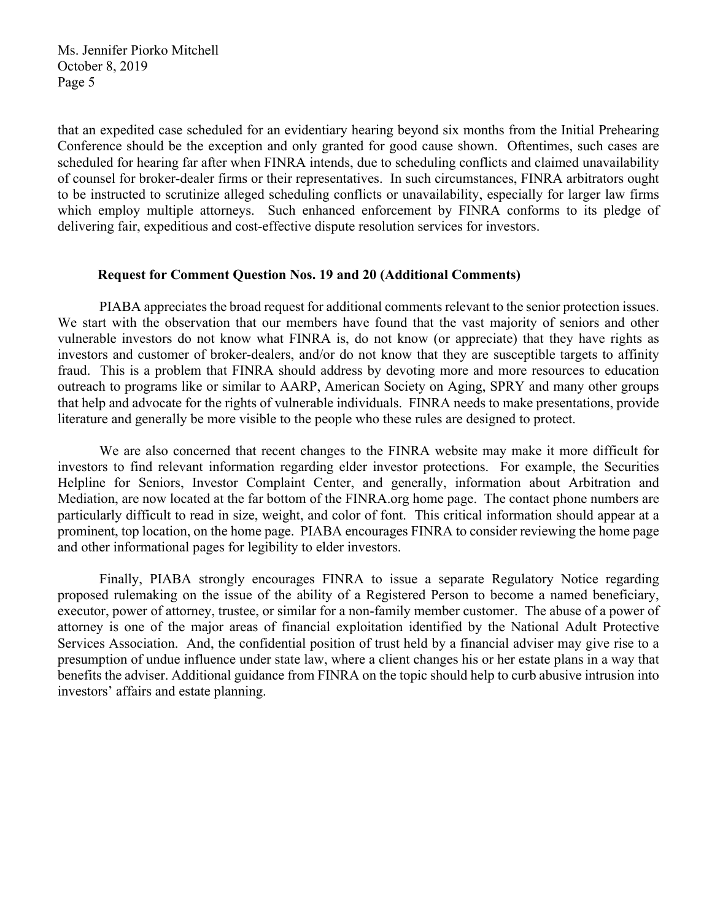that an expedited case scheduled for an evidentiary hearing beyond six months from the Initial Prehearing Conference should be the exception and only granted for good cause shown. Oftentimes, such cases are scheduled for hearing far after when FINRA intends, due to scheduling conflicts and claimed unavailability of counsel for broker-dealer firms or their representatives. In such circumstances, FINRA arbitrators ought to be instructed to scrutinize alleged scheduling conflicts or unavailability, especially for larger law firms which employ multiple attorneys. Such enhanced enforcement by FINRA conforms to its pledge of delivering fair, expeditious and cost-effective dispute resolution services for investors.

**Request for Comment Question Nos. 19 and 20 (Additional Comments)**

PIABA appreciates the broad request for additional comments relevant to the senior protection issues. We start with the observation that our members have found that the vast majority of seniors and other vulnerable investors do not know what FINRA is, do not know (or appreciate) that they have rights as investors and customer of broker-dealers, and/or do not know that they are susceptible targets to affinity fraud. This is a problem that FINRA should address by devoting more and more resources to education outreach to programs like or similar to AARP, American Society on Aging, SPRY and many other groups that help and advocate for the rights of vulnerable individuals. FINRA needs to make presentations, provide literature and generally be more visible to the people who these rules are designed to protect.

We are also concerned that recent changes to the FINRA website may make it more difficult for investors to find relevant information regarding elder investor protections. For example, the Securities Helpline for Seniors, Investor Complaint Center, and generally, information about Arbitration and Mediation, are now located at the far bottom of the FINRA.org home page. The contact phone numbers are particularly difficult to read in size, weight, and color of font. This critical information should appear at a prominent, top location, on the home page. PIABA encourages FINRA to consider reviewing the home page and other informational pages for legibility to elder investors.

Finally, PIABA strongly encourages FINRA to issue a separate Regulatory Notice regarding proposed rulemaking on the issue of the ability of a Registered Person to become a named beneficiary, executor, power of attorney, trustee, or similar for a non-family member customer. The abuse of a power of attorney is one of the major areas of financial exploitation identified by the National Adult Protective Services Association. And, the confidential position of trust held by a financial adviser may give rise to a presumption of undue influence under state law, where a client changes his or her estate plans in a way that benefits the adviser. Additional guidance from FINRA on the topic should help to curb abusive intrusion into investors' affairs and estate planning.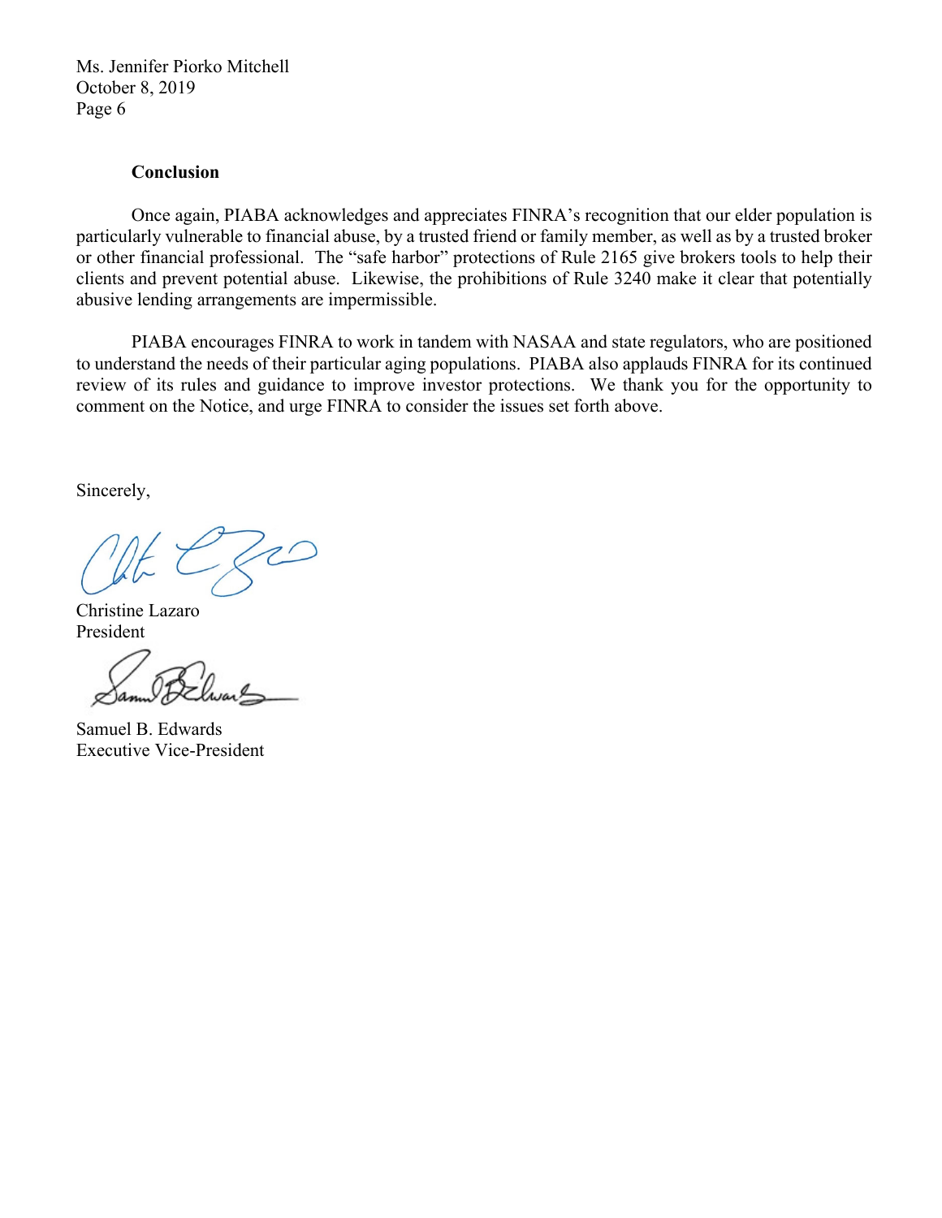### Conclusion

Once again, PIABA acknowledges and appreciates FINRA's recognition that our elder population is particularly vulnerable to financial abuse, by a trusted friend or family member, as well as by a trusted broker or other financial professional. The "safe harbor" protections of Rule 2165 give brokers tools to help their clients and prevent potential abuse. Likewise, the prohibitions of Rule 3240 make it clear that potentially abusive lending arrangements are impermissible.

PIABA encourages FINRA to work in tandem with NASAA and state regulators, who are positioned to understand the needs of their particular aging populations. PIABA also applauds FINRA for its continued review of its rules and guidance to improve investor protections. We thank you for the opportunity to comment on the Notice, and urge FINRA to consider the issues set forth above.

Sincerely,

Christine Lazaro
President

Samuel B. Edwards
Executive Vice-President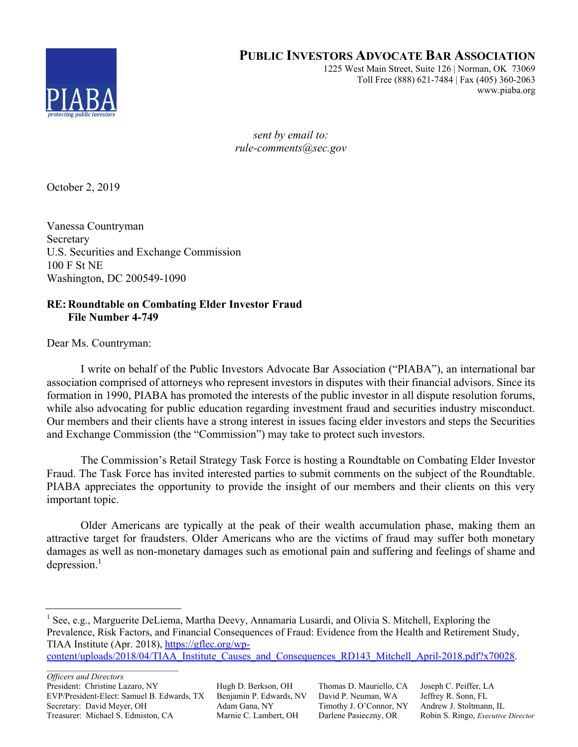# PUBLIC INVESTORS ADVOCATE BAR ASSOCIATION

1225 West Main Street, Suite 126 | Norman, OK 73069
Toll Free (888) 621-7484 | Fax (405) 360-2063
www.piaba.org

PIABA
*protecting public investors*

*sent by email to:*
*rule-comments@sec.gov*

October 2, 2019

Vanessa Countryman
Secretary
U.S. Securities and Exchange Commission
100 F St NE
Washington, DC 200549-1090

**RE: Roundtable on Combating Elder Investor Fraud**
**File Number 4-749**

Dear Ms. Countryman:

I write on behalf of the Public Investors Advocate Bar Association ("PIABA"), an international bar association comprised of attorneys who represent investors in disputes with their financial advisors. Since its formation in 1990, PIABA has promoted the interests of the public investor in all dispute resolution forums, while also advocating for public education regarding investment fraud and securities industry misconduct. Our members and their clients have a strong interest in issues facing elder investors and steps the Securities and Exchange Commission (the "Commission") may take to protect such investors.

The Commission's Retail Strategy Task Force is hosting a Roundtable on Combating Elder Investor Fraud. The Task Force has invited interested parties to submit comments on the subject of the Roundtable. PIABA appreciates the opportunity to provide the insight of our members and their clients on this very important topic.

Older Americans are typically at the peak of their wealth accumulation phase, making them an attractive target for fraudsters. Older Americans who are the victims of fraud may suffer both monetary damages as well as non-monetary damages such as emotional pain and suffering and feelings of shame and depression.[1]

---

[1] See, e.g., Marguerite DeLiema, Martha Deevy, Annamaria Lusardi, and Olivia S. Mitchell, Exploring the Prevalence, Risk Factors, and Financial Consequences of Fraud: Evidence from the Health and Retirement Study, TIAA Institute (Apr. 2018), https://gflec.org/wp-content/uploads/2018/04/TIAA_Institute_Causes_and_Consequences_RD143_Mitchell_April-2018.pdf?x70028.

---

*Officers and Directors*

| | | | |
|---|---|---|---|
| President: Christine Lazaro, NY | Hugh D. Berkson, OH | Thomas D. Mauriello, CA | Joseph C. Peiffer, LA |
| EVP/President-Elect: Samuel B. Edwards, TX | Benjamin P. Edwards, NV | David P. Neuman, WA | Jeffrey R. Sonn, FL |
| Secretary: David Meyer, OH | Adam Gana, NY | Timothy J. O'Connor, NY | Andrew J. Stoltmann, IL |
| Treasurer: Michael S. Edmiston, CA | Marnie C. Lambert, OH | Darlene Pasieczny, OR | Robin S. Ringo, *Executive Director* |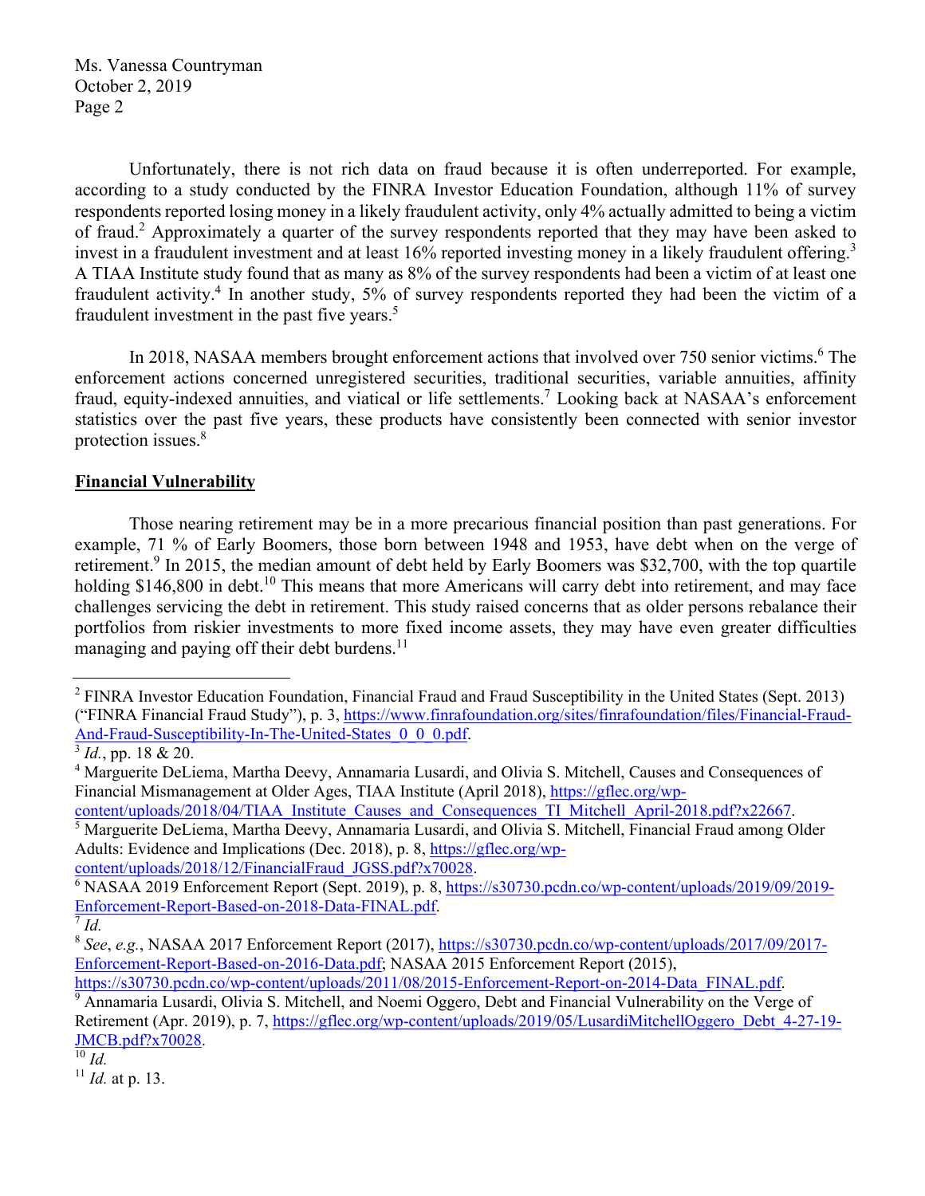Unfortunately, there is not rich data on fraud because it is often underreported. For example, according to a study conducted by the FINRA Investor Education Foundation, although 11% of survey respondents reported losing money in a likely fraudulent activity, only 4% actually admitted to being a victim of fraud.[2] Approximately a quarter of the survey respondents reported that they may have been asked to invest in a fraudulent investment and at least 16% reported investing money in a likely fraudulent offering.[3] A TIAA Institute study found that as many as 8% of the survey respondents had been a victim of at least one fraudulent activity.[4] In another study, 5% of survey respondents reported they had been the victim of a fraudulent investment in the past five years.[5]

In 2018, NASAA members brought enforcement actions that involved over 750 senior victims.[6] The enforcement actions concerned unregistered securities, traditional securities, variable annuities, affinity fraud, equity-indexed annuities, and viatical or life settlements.[7] Looking back at NASAA's enforcement statistics over the past five years, these products have consistently been connected with senior investor protection issues.[8]

**Financial Vulnerability**

Those nearing retirement may be in a more precarious financial position than past generations. For example, 71 % of Early Boomers, those born between 1948 and 1953, have debt when on the verge of retirement.[9] In 2015, the median amount of debt held by Early Boomers was $32,700, with the top quartile holding $146,800 in debt.[10] This means that more Americans will carry debt into retirement, and may face challenges servicing the debt in retirement. This study raised concerns that as older persons rebalance their portfolios from riskier investments to more fixed income assets, they may have even greater difficulties managing and paying off their debt burdens.[11]

---

[2] FINRA Investor Education Foundation, Financial Fraud and Fraud Susceptibility in the United States (Sept. 2013) ("FINRA Financial Fraud Study"), p. 3, https://www.finrafoundation.org/sites/finrafoundation/files/Financial-Fraud-And-Fraud-Susceptibility-In-The-United-States_0_0_0.pdf.

[3] *Id.*, pp. 18 & 20.

[4] Marguerite DeLiema, Martha Deevy, Annamaria Lusardi, and Olivia S. Mitchell, Causes and Consequences of Financial Mismanagement at Older Ages, TIAA Institute (April 2018), https://gflec.org/wp-content/uploads/2018/04/TIAA_Institute_Causes_and_Consequences_TI_Mitchell_April-2018.pdf?x22667.

[5] Marguerite DeLiema, Martha Deevy, Annamaria Lusardi, and Olivia S. Mitchell, Financial Fraud among Older Adults: Evidence and Implications (Dec. 2018), p. 8, https://gflec.org/wp-content/uploads/2018/12/FinancialFraud_JGSS.pdf?x70028.

[6] NASAA 2019 Enforcement Report (Sept. 2019), p. 8, https://s30730.pcdn.co/wp-content/uploads/2019/09/2019-Enforcement-Report-Based-on-2018-Data-FINAL.pdf.

[7] *Id.*

[8] *See*, *e.g.*, NASAA 2017 Enforcement Report (2017), https://s30730.pcdn.co/wp-content/uploads/2017/09/2017-Enforcement-Report-Based-on-2016-Data.pdf; NASAA 2015 Enforcement Report (2015), https://s30730.pcdn.co/wp-content/uploads/2011/08/2015-Enforcement-Report-on-2014-Data_FINAL.pdf.

[9] Annamaria Lusardi, Olivia S. Mitchell, and Noemi Oggero, Debt and Financial Vulnerability on the Verge of Retirement (Apr. 2019), p. 7, https://gflec.org/wp-content/uploads/2019/05/LusardiMitchellOggero_Debt_4-27-19-JMCB.pdf?x70028.

[10] *Id.*

[11] *Id.* at p. 13.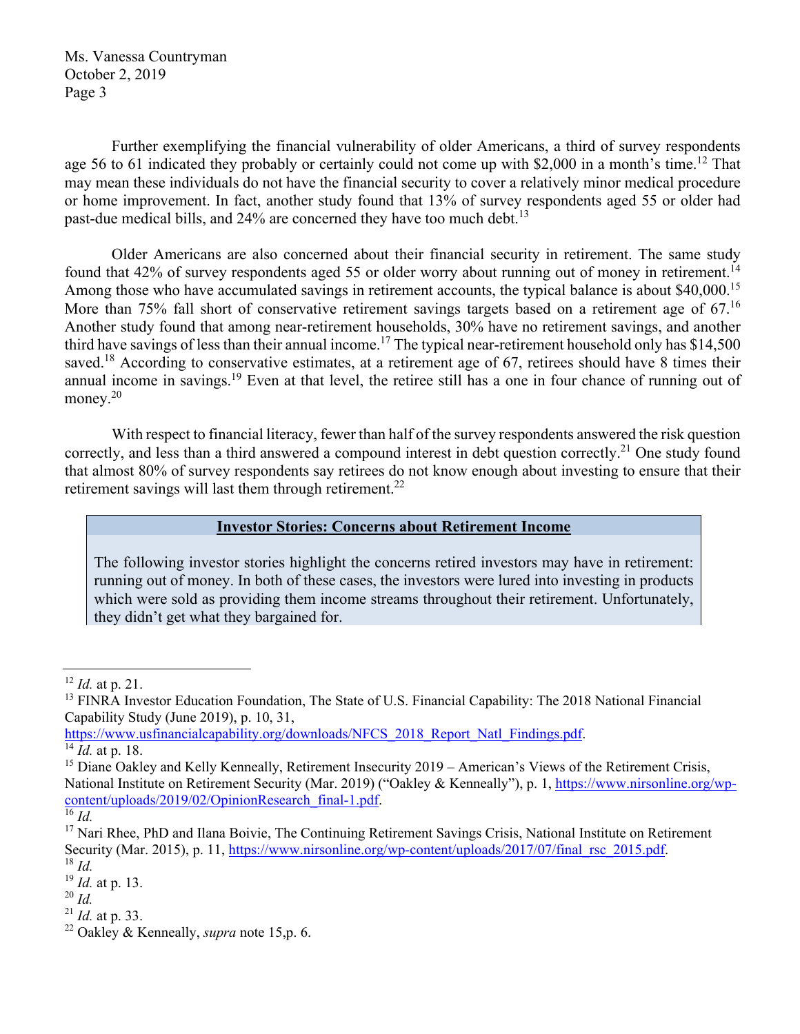Further exemplifying the financial vulnerability of older Americans, a third of survey respondents age 56 to 61 indicated they probably or certainly could not come up with $2,000 in a month's time.[12] That may mean these individuals do not have the financial security to cover a relatively minor medical procedure or home improvement. In fact, another study found that 13% of survey respondents aged 55 or older had past-due medical bills, and 24% are concerned they have too much debt.[13]

Older Americans are also concerned about their financial security in retirement. The same study found that 42% of survey respondents aged 55 or older worry about running out of money in retirement.[14] Among those who have accumulated savings in retirement accounts, the typical balance is about $40,000.[15] More than 75% fall short of conservative retirement savings targets based on a retirement age of 67.[16] Another study found that among near-retirement households, 30% have no retirement savings, and another third have savings of less than their annual income.[17] The typical near-retirement household only has $14,500 saved.[18] According to conservative estimates, at a retirement age of 67, retirees should have 8 times their annual income in savings.[19] Even at that level, the retiree still has a one in four chance of running out of money.[20]

With respect to financial literacy, fewer than half of the survey respondents answered the risk question correctly, and less than a third answered a compound interest in debt question correctly.[21] One study found that almost 80% of survey respondents say retirees do not know enough about investing to ensure that their retirement savings will last them through retirement.[22]

**Investor Stories: Concerns about Retirement Income**

The following investor stories highlight the concerns retired investors may have in retirement: running out of money. In both of these cases, the investors were lured into investing in products which were sold as providing them income streams throughout their retirement. Unfortunately, they didn't get what they bargained for.

---

[12] *Id.* at p. 21.

[13] FINRA Investor Education Foundation, The State of U.S. Financial Capability: The 2018 National Financial Capability Study (June 2019), p. 10, 31, https://www.usfinancialcapability.org/downloads/NFCS_2018_Report_Natl_Findings.pdf.

[14] *Id.* at p. 18.

[15] Diane Oakley and Kelly Kenneally, Retirement Insecurity 2019 – American's Views of the Retirement Crisis, National Institute on Retirement Security (Mar. 2019) ("Oakley & Kenneally"), p. 1, https://www.nirsonline.org/wp-content/uploads/2019/02/OpinionResearch_final-1.pdf.

[16] *Id.*

[17] Nari Rhee, PhD and Ilana Boivie, The Continuing Retirement Savings Crisis, National Institute on Retirement Security (Mar. 2015), p. 11, https://www.nirsonline.org/wp-content/uploads/2017/07/final_rsc_2015.pdf.

[18] *Id.*

[19] *Id.* at p. 13.

[20] *Id.*

[21] *Id.* at p. 33.

[22] Oakley & Kenneally, *supra* note 15,p. 6.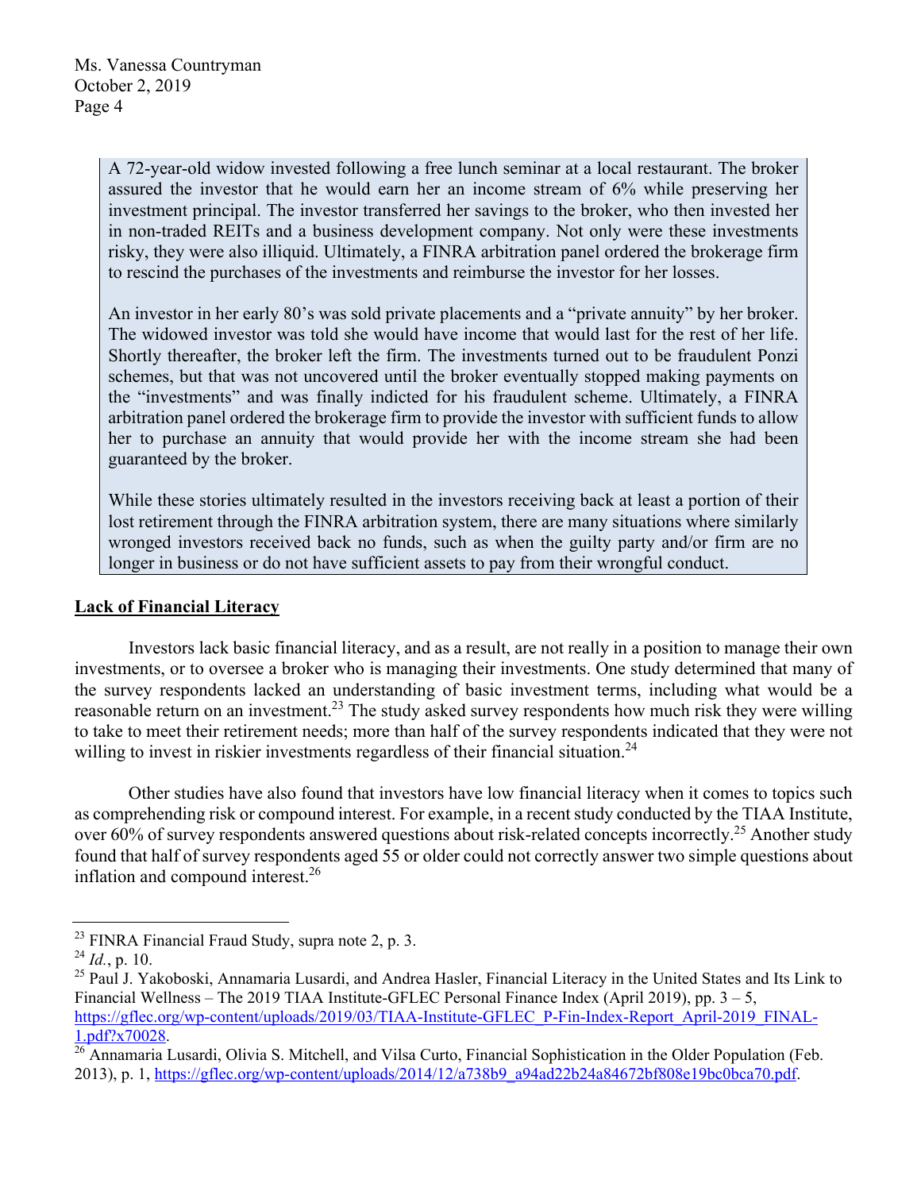A 72-year-old widow invested following a free lunch seminar at a local restaurant. The broker assured the investor that he would earn her an income stream of 6% while preserving her investment principal. The investor transferred her savings to the broker, who then invested her in non-traded REITs and a business development company. Not only were these investments risky, they were also illiquid. Ultimately, a FINRA arbitration panel ordered the brokerage firm to rescind the purchases of the investments and reimburse the investor for her losses.

An investor in her early 80's was sold private placements and a "private annuity" by her broker. The widowed investor was told she would have income that would last for the rest of her life. Shortly thereafter, the broker left the firm. The investments turned out to be fraudulent Ponzi schemes, but that was not uncovered until the broker eventually stopped making payments on the "investments" and was finally indicted for his fraudulent scheme. Ultimately, a FINRA arbitration panel ordered the brokerage firm to provide the investor with sufficient funds to allow her to purchase an annuity that would provide her with the income stream she had been guaranteed by the broker.

While these stories ultimately resulted in the investors receiving back at least a portion of their lost retirement through the FINRA arbitration system, there are many situations where similarly wronged investors received back no funds, such as when the guilty party and/or firm are no longer in business or do not have sufficient assets to pay from their wrongful conduct.

**Lack of Financial Literacy**

Investors lack basic financial literacy, and as a result, are not really in a position to manage their own investments, or to oversee a broker who is managing their investments. One study determined that many of the survey respondents lacked an understanding of basic investment terms, including what would be a reasonable return on an investment.[23] The study asked survey respondents how much risk they were willing to take to meet their retirement needs; more than half of the survey respondents indicated that they were not willing to invest in riskier investments regardless of their financial situation.[24]

Other studies have also found that investors have low financial literacy when it comes to topics such as comprehending risk or compound interest. For example, in a recent study conducted by the TIAA Institute, over 60% of survey respondents answered questions about risk-related concepts incorrectly.[25] Another study found that half of survey respondents aged 55 or older could not correctly answer two simple questions about inflation and compound interest.[26]

---

[23] FINRA Financial Fraud Study, supra note 2, p. 3.

[24] *Id.*, p. 10.

[25] Paul J. Yakoboski, Annamaria Lusardi, and Andrea Hasler, Financial Literacy in the United States and Its Link to Financial Wellness – The 2019 TIAA Institute-GFLEC Personal Finance Index (April 2019), pp. 3 – 5, https://gflec.org/wp-content/uploads/2019/03/TIAA-Institute-GFLEC_P-Fin-Index-Report_April-2019_FINAL-1.pdf?x70028.

[26] Annamaria Lusardi, Olivia S. Mitchell, and Vilsa Curto, Financial Sophistication in the Older Population (Feb. 2013), p. 1, https://gflec.org/wp-content/uploads/2014/12/a738b9_a94ad22b24a84672bf808e19bc0bca70.pdf.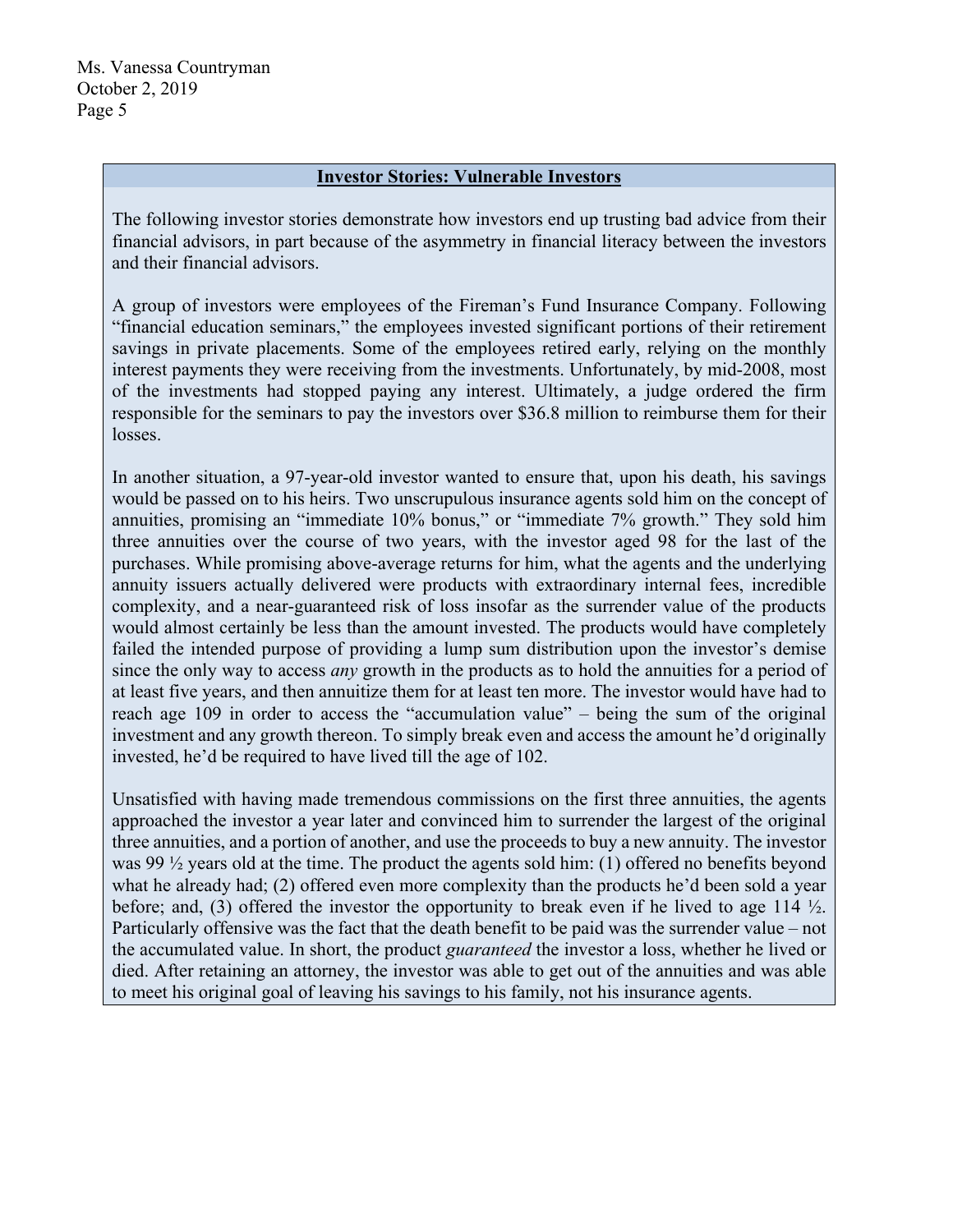**Investor Stories: Vulnerable Investors**

The following investor stories demonstrate how investors end up trusting bad advice from their financial advisors, in part because of the asymmetry in financial literacy between the investors and their financial advisors.

A group of investors were employees of the Fireman's Fund Insurance Company. Following "financial education seminars," the employees invested significant portions of their retirement savings in private placements. Some of the employees retired early, relying on the monthly interest payments they were receiving from the investments. Unfortunately, by mid-2008, most of the investments had stopped paying any interest. Ultimately, a judge ordered the firm responsible for the seminars to pay the investors over $36.8 million to reimburse them for their losses.

In another situation, a 97-year-old investor wanted to ensure that, upon his death, his savings would be passed on to his heirs. Two unscrupulous insurance agents sold him on the concept of annuities, promising an "immediate 10% bonus," or "immediate 7% growth." They sold him three annuities over the course of two years, with the investor aged 98 for the last of the purchases. While promising above-average returns for him, what the agents and the underlying annuity issuers actually delivered were products with extraordinary internal fees, incredible complexity, and a near-guaranteed risk of loss insofar as the surrender value of the products would almost certainly be less than the amount invested. The products would have completely failed the intended purpose of providing a lump sum distribution upon the investor's demise since the only way to access *any* growth in the products as to hold the annuities for a period of at least five years, and then annuitize them for at least ten more. The investor would have had to reach age 109 in order to access the "accumulation value" – being the sum of the original investment and any growth thereon. To simply break even and access the amount he'd originally invested, he'd be required to have lived till the age of 102.

Unsatisfied with having made tremendous commissions on the first three annuities, the agents approached the investor a year later and convinced him to surrender the largest of the original three annuities, and a portion of another, and use the proceeds to buy a new annuity. The investor was 99 ½ years old at the time. The product the agents sold him: (1) offered no benefits beyond what he already had; (2) offered even more complexity than the products he'd been sold a year before; and, (3) offered the investor the opportunity to break even if he lived to age 114 ½. Particularly offensive was the fact that the death benefit to be paid was the surrender value – not the accumulated value. In short, the product *guaranteed* the investor a loss, whether he lived or died. After retaining an attorney, the investor was able to get out of the annuities and was able to meet his original goal of leaving his savings to his family, not his insurance agents.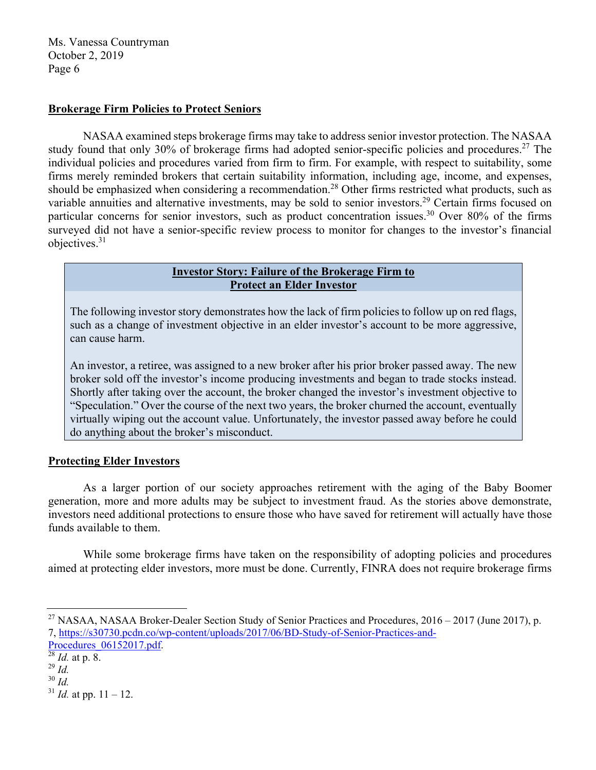**Brokerage Firm Policies to Protect Seniors**

NASAA examined steps brokerage firms may take to address senior investor protection. The NASAA study found that only 30% of brokerage firms had adopted senior-specific policies and procedures.[27] The individual policies and procedures varied from firm to firm. For example, with respect to suitability, some firms merely reminded brokers that certain suitability information, including age, income, and expenses, should be emphasized when considering a recommendation.[28] Other firms restricted what products, such as variable annuities and alternative investments, may be sold to senior investors.[29] Certain firms focused on particular concerns for senior investors, such as product concentration issues.[30] Over 80% of the firms surveyed did not have a senior-specific review process to monitor for changes to the investor's financial objectives.[31]

**Investor Story: Failure of the Brokerage Firm to Protect an Elder Investor**

The following investor story demonstrates how the lack of firm policies to follow up on red flags, such as a change of investment objective in an elder investor's account to be more aggressive, can cause harm.

An investor, a retiree, was assigned to a new broker after his prior broker passed away. The new broker sold off the investor's income producing investments and began to trade stocks instead. Shortly after taking over the account, the broker changed the investor's investment objective to "Speculation." Over the course of the next two years, the broker churned the account, eventually virtually wiping out the account value. Unfortunately, the investor passed away before he could do anything about the broker's misconduct.

**Protecting Elder Investors**

As a larger portion of our society approaches retirement with the aging of the Baby Boomer generation, more and more adults may be subject to investment fraud. As the stories above demonstrate, investors need additional protections to ensure those who have saved for retirement will actually have those funds available to them.

While some brokerage firms have taken on the responsibility of adopting policies and procedures aimed at protecting elder investors, more must be done. Currently, FINRA does not require brokerage firms

---

[27] NASAA, NASAA Broker-Dealer Section Study of Senior Practices and Procedures, 2016 – 2017 (June 2017), p. 7, https://s30730.pcdn.co/wp-content/uploads/2017/06/BD-Study-of-Senior-Practices-and-Procedures_06152017.pdf.

[28] *Id.* at p. 8.

[29] *Id.*

[30] *Id.*

[31] *Id.* at pp. 11 – 12.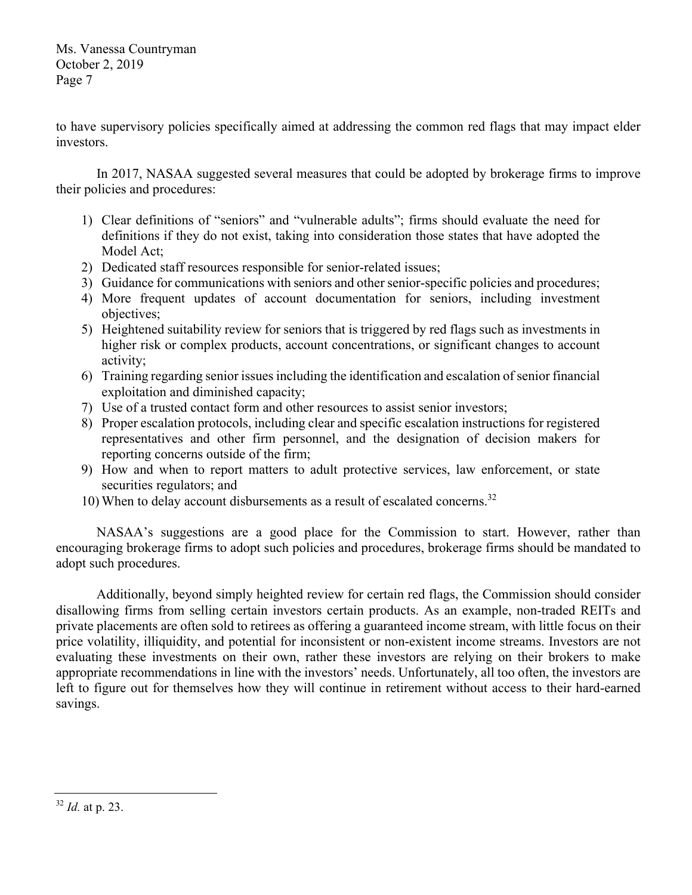to have supervisory policies specifically aimed at addressing the common red flags that may impact elder investors.

In 2017, NASAA suggested several measures that could be adopted by brokerage firms to improve their policies and procedures:

1) Clear definitions of "seniors" and "vulnerable adults"; firms should evaluate the need for definitions if they do not exist, taking into consideration those states that have adopted the Model Act;
2) Dedicated staff resources responsible for senior-related issues;
3) Guidance for communications with seniors and other senior-specific policies and procedures;
4) More frequent updates of account documentation for seniors, including investment objectives;
5) Heightened suitability review for seniors that is triggered by red flags such as investments in higher risk or complex products, account concentrations, or significant changes to account activity;
6) Training regarding senior issues including the identification and escalation of senior financial exploitation and diminished capacity;
7) Use of a trusted contact form and other resources to assist senior investors;
8) Proper escalation protocols, including clear and specific escalation instructions for registered representatives and other firm personnel, and the designation of decision makers for reporting concerns outside of the firm;
9) How and when to report matters to adult protective services, law enforcement, or state securities regulators; and
10) When to delay account disbursements as a result of escalated concerns.[32]

NASAA's suggestions are a good place for the Commission to start. However, rather than encouraging brokerage firms to adopt such policies and procedures, brokerage firms should be mandated to adopt such procedures.

Additionally, beyond simply heighted review for certain red flags, the Commission should consider disallowing firms from selling certain investors certain products. As an example, non-traded REITs and private placements are often sold to retirees as offering a guaranteed income stream, with little focus on their price volatility, illiquidity, and potential for inconsistent or non-existent income streams. Investors are not evaluating these investments on their own, rather these investors are relying on their brokers to make appropriate recommendations in line with the investors' needs. Unfortunately, all too often, the investors are left to figure out for themselves how they will continue in retirement without access to their hard-earned savings.

---

[32] *Id.* at p. 23.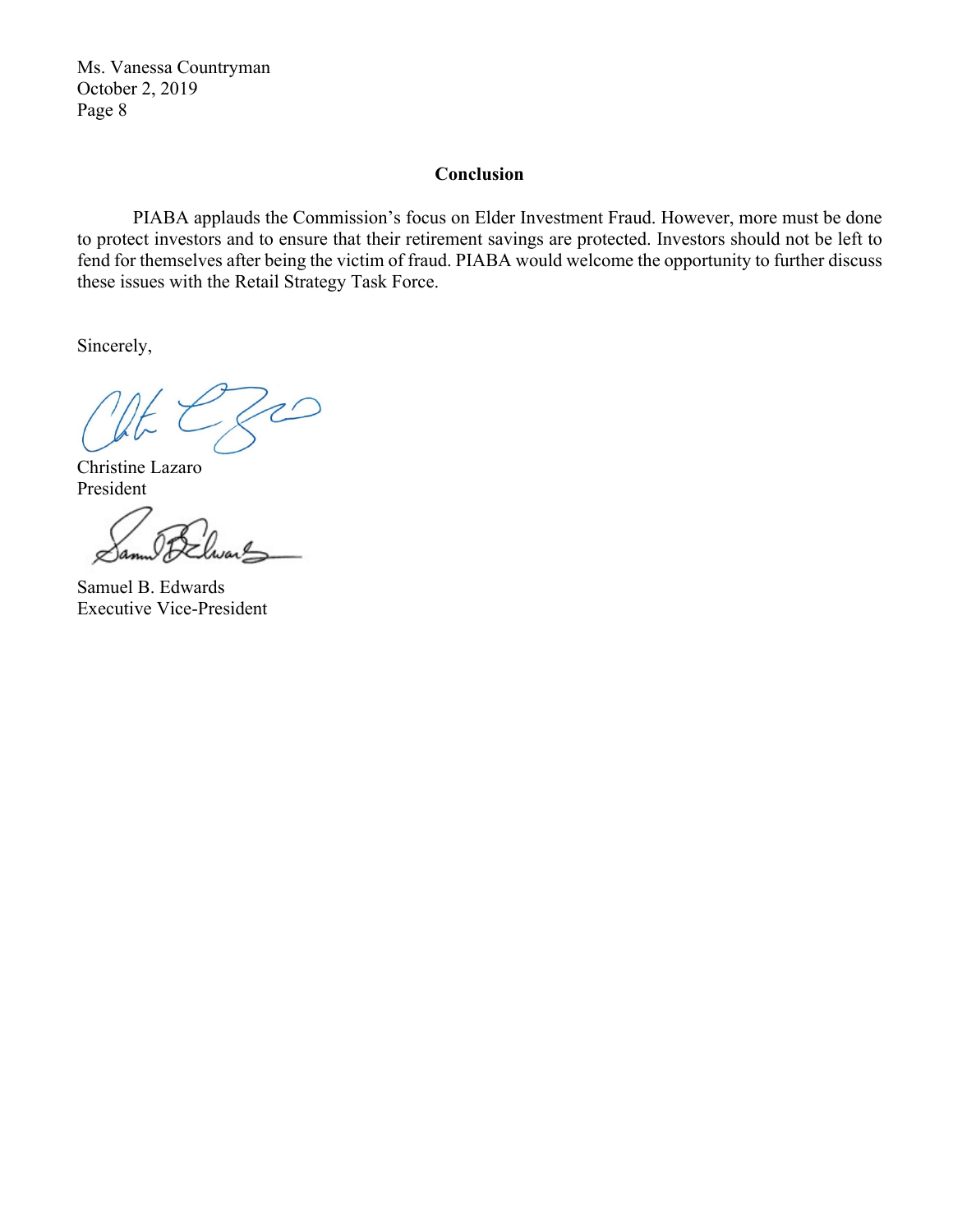## Conclusion

PIABA applauds the Commission's focus on Elder Investment Fraud. However, more must be done to protect investors and to ensure that their retirement savings are protected. Investors should not be left to fend for themselves after being the victim of fraud. PIABA would welcome the opportunity to further discuss these issues with the Retail Strategy Task Force.

Sincerely,

Christine Lazaro
President

Samuel B. Edwards
Executive Vice-President